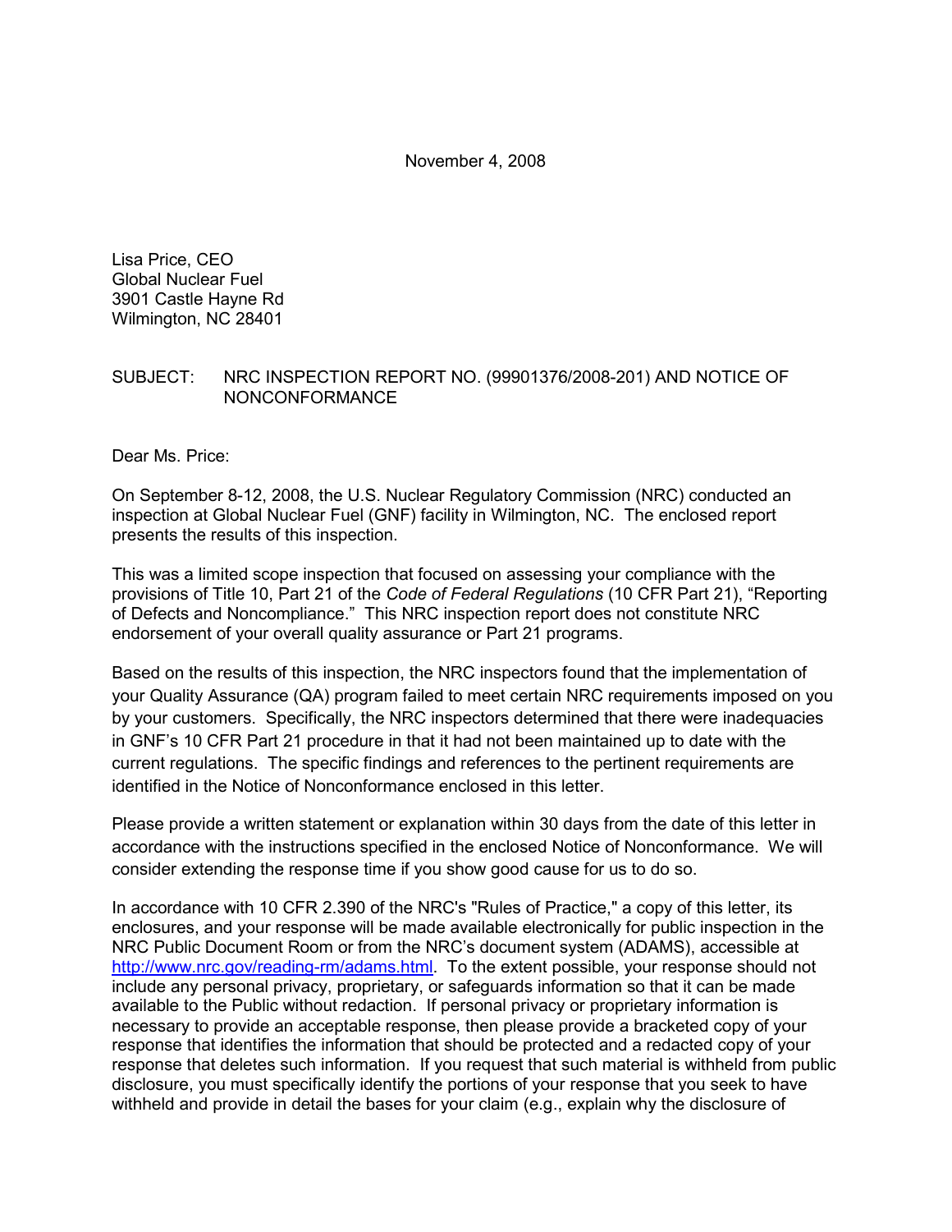November 4, 2008

Lisa Price, CEO
Global Nuclear Fuel
3901 Castle Hayne Rd
Wilmington, NC 28401

SUBJECT: NRC INSPECTION REPORT NO. (99901376/2008-201) AND NOTICE OF NONCONFORMANCE

Dear Ms. Price:

On September 8-12, 2008, the U.S. Nuclear Regulatory Commission (NRC) conducted an inspection at Global Nuclear Fuel (GNF) facility in Wilmington, NC. The enclosed report presents the results of this inspection.

This was a limited scope inspection that focused on assessing your compliance with the provisions of Title 10, Part 21 of the *Code of Federal Regulations* (10 CFR Part 21), "Reporting of Defects and Noncompliance." This NRC inspection report does not constitute NRC endorsement of your overall quality assurance or Part 21 programs.

Based on the results of this inspection, the NRC inspectors found that the implementation of your Quality Assurance (QA) program failed to meet certain NRC requirements imposed on you by your customers. Specifically, the NRC inspectors determined that there were inadequacies in GNF's 10 CFR Part 21 procedure in that it had not been maintained up to date with the current regulations. The specific findings and references to the pertinent requirements are identified in the Notice of Nonconformance enclosed in this letter.

Please provide a written statement or explanation within 30 days from the date of this letter in accordance with the instructions specified in the enclosed Notice of Nonconformance. We will consider extending the response time if you show good cause for us to do so.

In accordance with 10 CFR 2.390 of the NRC's "Rules of Practice," a copy of this letter, its enclosures, and your response will be made available electronically for public inspection in the NRC Public Document Room or from the NRC's document system (ADAMS), accessible at http://www.nrc.gov/reading-rm/adams.html. To the extent possible, your response should not include any personal privacy, proprietary, or safeguards information so that it can be made available to the Public without redaction. If personal privacy or proprietary information is necessary to provide an acceptable response, then please provide a bracketed copy of your response that identifies the information that should be protected and a redacted copy of your response that deletes such information. If you request that such material is withheld from public disclosure, you must specifically identify the portions of your response that you seek to have withheld and provide in detail the bases for your claim (e.g., explain why the disclosure of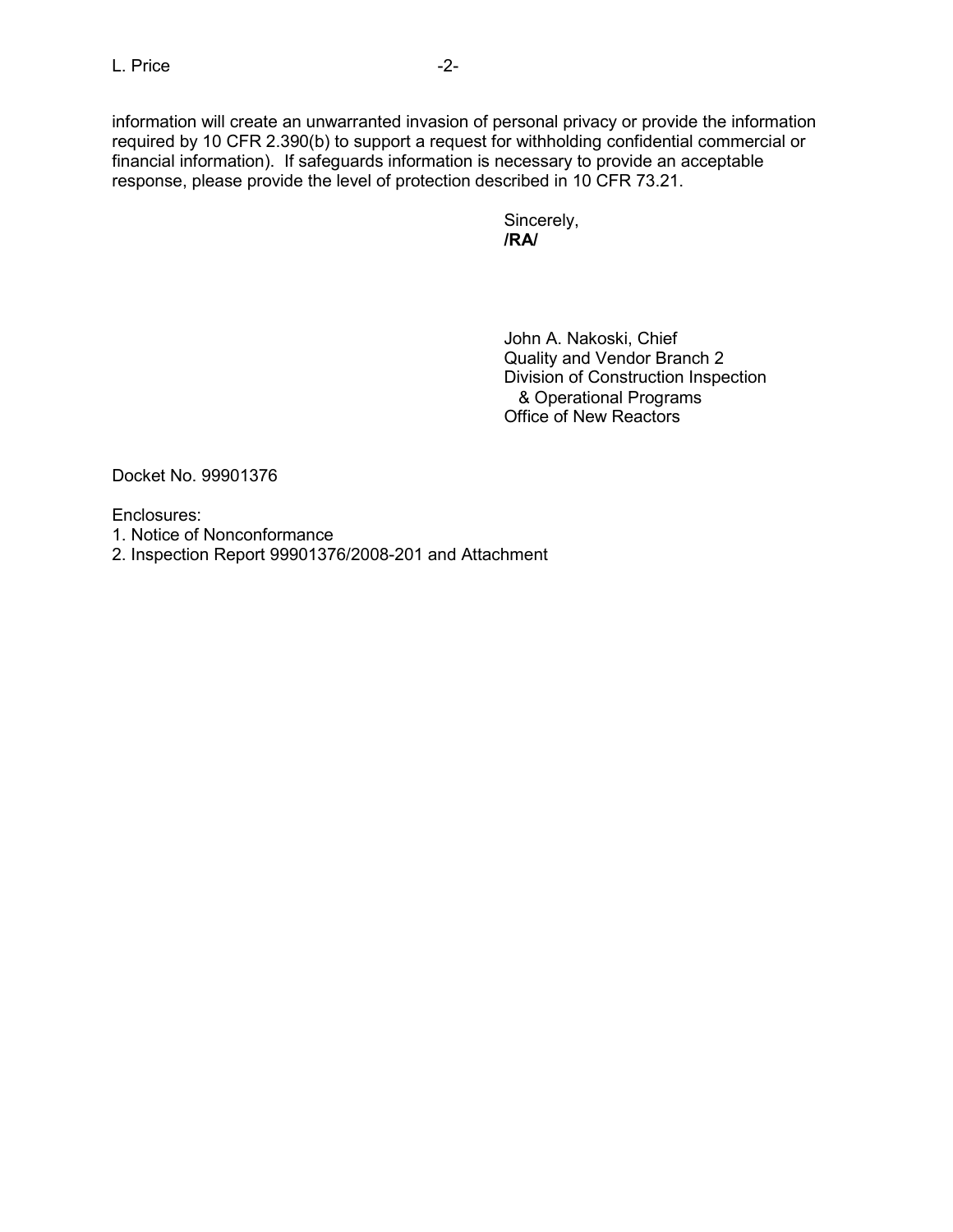information will create an unwarranted invasion of personal privacy or provide the information required by 10 CFR 2.390(b) to support a request for withholding confidential commercial or financial information). If safeguards information is necessary to provide an acceptable response, please provide the level of protection described in 10 CFR 73.21.

Sincerely,
**/RA/**

John A. Nakoski, Chief
Quality and Vendor Branch 2
Division of Construction Inspection
& Operational Programs
Office of New Reactors

Docket No. 99901376

Enclosures:
1. Notice of Nonconformance
2. Inspection Report 99901376/2008-201 and Attachment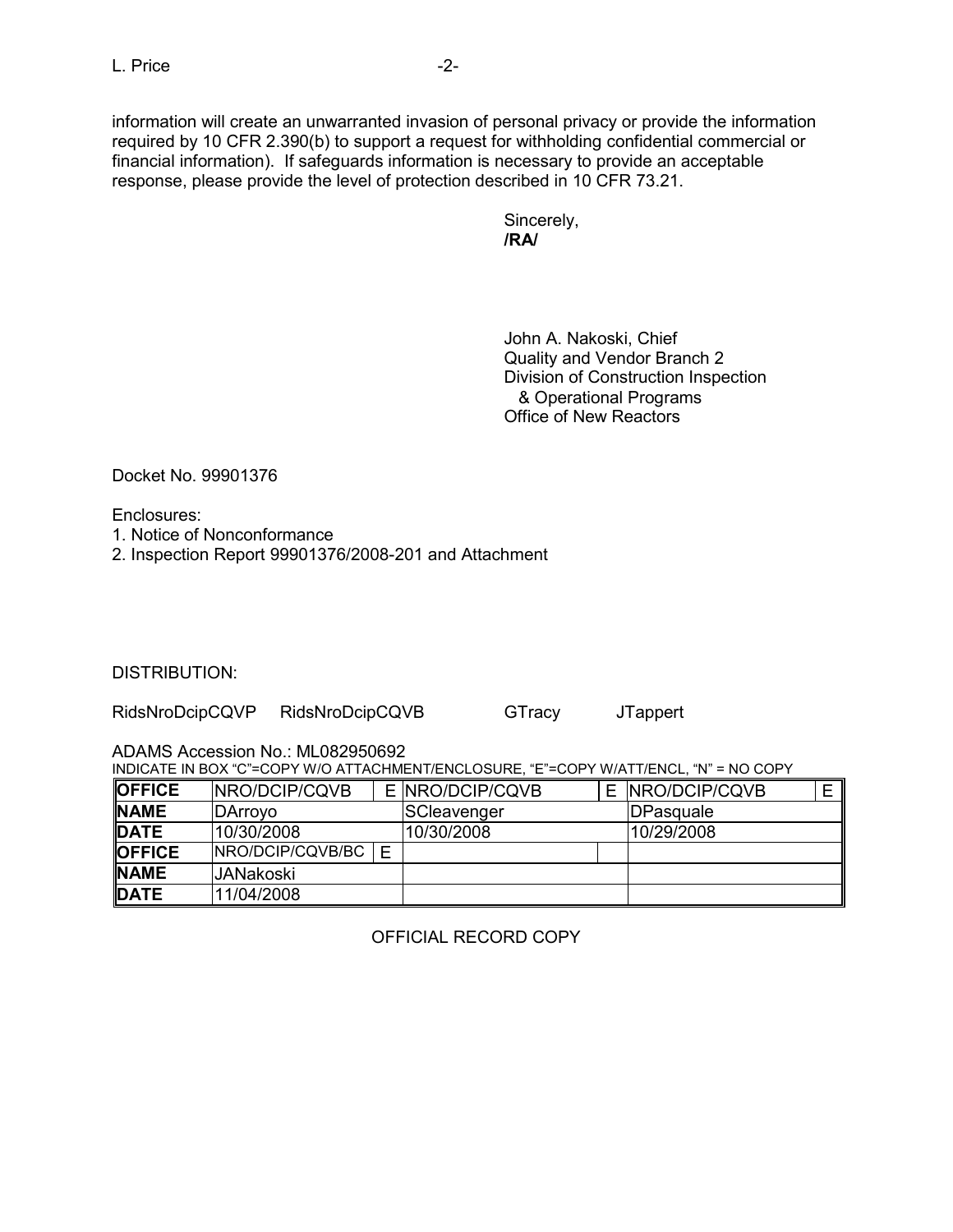information will create an unwarranted invasion of personal privacy or provide the information required by 10 CFR 2.390(b) to support a request for withholding confidential commercial or financial information). If safeguards information is necessary to provide an acceptable response, please provide the level of protection described in 10 CFR 73.21.

Sincerely,
**/RA/**

John A. Nakoski, Chief
Quality and Vendor Branch 2
Division of Construction Inspection
& Operational Programs
Office of New Reactors

Docket No. 99901376

Enclosures:
1. Notice of Nonconformance
2. Inspection Report 99901376/2008-201 and Attachment

DISTRIBUTION:

RidsNroDcipCQVP RidsNroDcipCQVB GTracy JTappert

ADAMS Accession No.: ML082950692
INDICATE IN BOX "C"=COPY W/O ATTACHMENT/ENCLOSURE, "E"=COPY W/ATT/ENCL, "N" = NO COPY

| **OFFICE** | NRO/DCIP/CQVB | E | NRO/DCIP/CQVB | E | NRO/DCIP/CQVB | E |
|---|---|---|---|---|---|---|
| **NAME** | DArroyo | | SCleavenger | | DPasquale | |
| **DATE** | 10/30/2008 | | 10/30/2008 | | 10/29/2008 | |
| **OFFICE** | NRO/DCIP/CQVB/BC | E | | | | |
| **NAME** | JANakoski | | | | | |
| **DATE** | 11/04/2008 | | | | | |

OFFICIAL RECORD COPY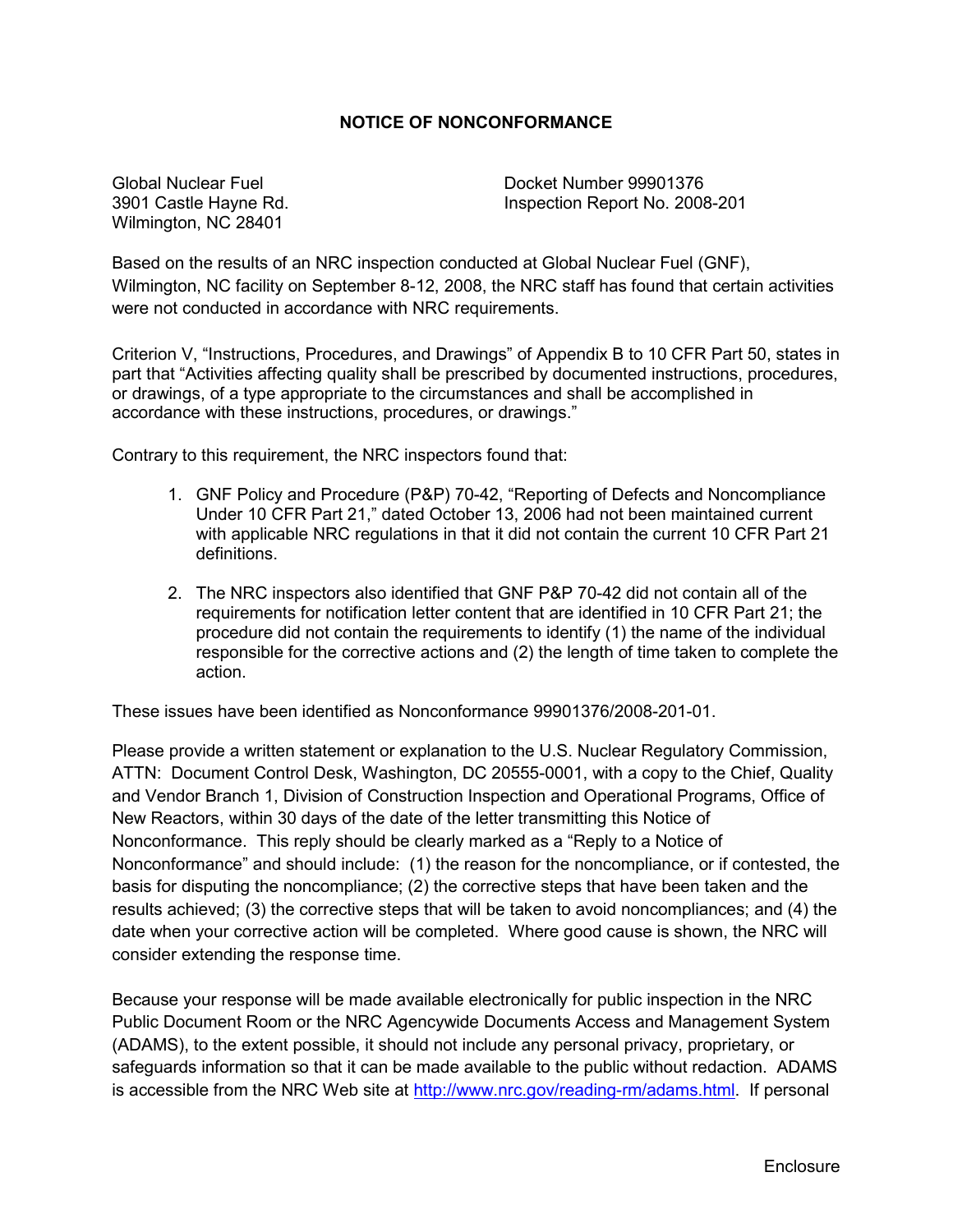## NOTICE OF NONCONFORMANCE

Global Nuclear Fuel
3901 Castle Hayne Rd.
Wilmington, NC 28401

Docket Number 99901376
Inspection Report No. 2008-201

Based on the results of an NRC inspection conducted at Global Nuclear Fuel (GNF), Wilmington, NC facility on September 8-12, 2008, the NRC staff has found that certain activities were not conducted in accordance with NRC requirements.

Criterion V, "Instructions, Procedures, and Drawings" of Appendix B to 10 CFR Part 50, states in part that "Activities affecting quality shall be prescribed by documented instructions, procedures, or drawings, of a type appropriate to the circumstances and shall be accomplished in accordance with these instructions, procedures, or drawings."

Contrary to this requirement, the NRC inspectors found that:

1. GNF Policy and Procedure (P&P) 70-42, "Reporting of Defects and Noncompliance Under 10 CFR Part 21," dated October 13, 2006 had not been maintained current with applicable NRC regulations in that it did not contain the current 10 CFR Part 21 definitions.

2. The NRC inspectors also identified that GNF P&P 70-42 did not contain all of the requirements for notification letter content that are identified in 10 CFR Part 21; the procedure did not contain the requirements to identify (1) the name of the individual responsible for the corrective actions and (2) the length of time taken to complete the action.

These issues have been identified as Nonconformance 99901376/2008-201-01.

Please provide a written statement or explanation to the U.S. Nuclear Regulatory Commission, ATTN: Document Control Desk, Washington, DC 20555-0001, with a copy to the Chief, Quality and Vendor Branch 1, Division of Construction Inspection and Operational Programs, Office of New Reactors, within 30 days of the date of the letter transmitting this Notice of Nonconformance. This reply should be clearly marked as a "Reply to a Notice of Nonconformance" and should include: (1) the reason for the noncompliance, or if contested, the basis for disputing the noncompliance; (2) the corrective steps that have been taken and the results achieved; (3) the corrective steps that will be taken to avoid noncompliances; and (4) the date when your corrective action will be completed. Where good cause is shown, the NRC will consider extending the response time.

Because your response will be made available electronically for public inspection in the NRC Public Document Room or the NRC Agencywide Documents Access and Management System (ADAMS), to the extent possible, it should not include any personal privacy, proprietary, or safeguards information so that it can be made available to the public without redaction. ADAMS is accessible from the NRC Web site at http://www.nrc.gov/reading-rm/adams.html. If personal

Enclosure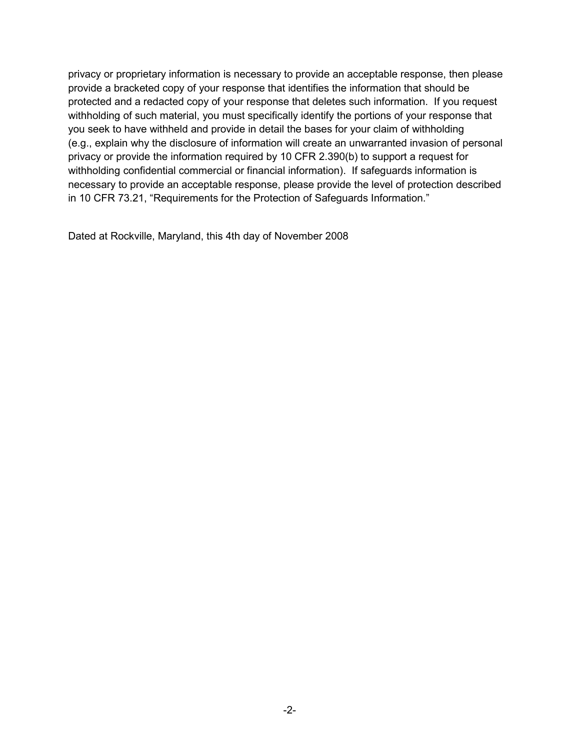privacy or proprietary information is necessary to provide an acceptable response, then please provide a bracketed copy of your response that identifies the information that should be protected and a redacted copy of your response that deletes such information. If you request withholding of such material, you must specifically identify the portions of your response that you seek to have withheld and provide in detail the bases for your claim of withholding (e.g., explain why the disclosure of information will create an unwarranted invasion of personal privacy or provide the information required by 10 CFR 2.390(b) to support a request for withholding confidential commercial or financial information). If safeguards information is necessary to provide an acceptable response, please provide the level of protection described in 10 CFR 73.21, "Requirements for the Protection of Safeguards Information."

Dated at Rockville, Maryland, this 4th day of November 2008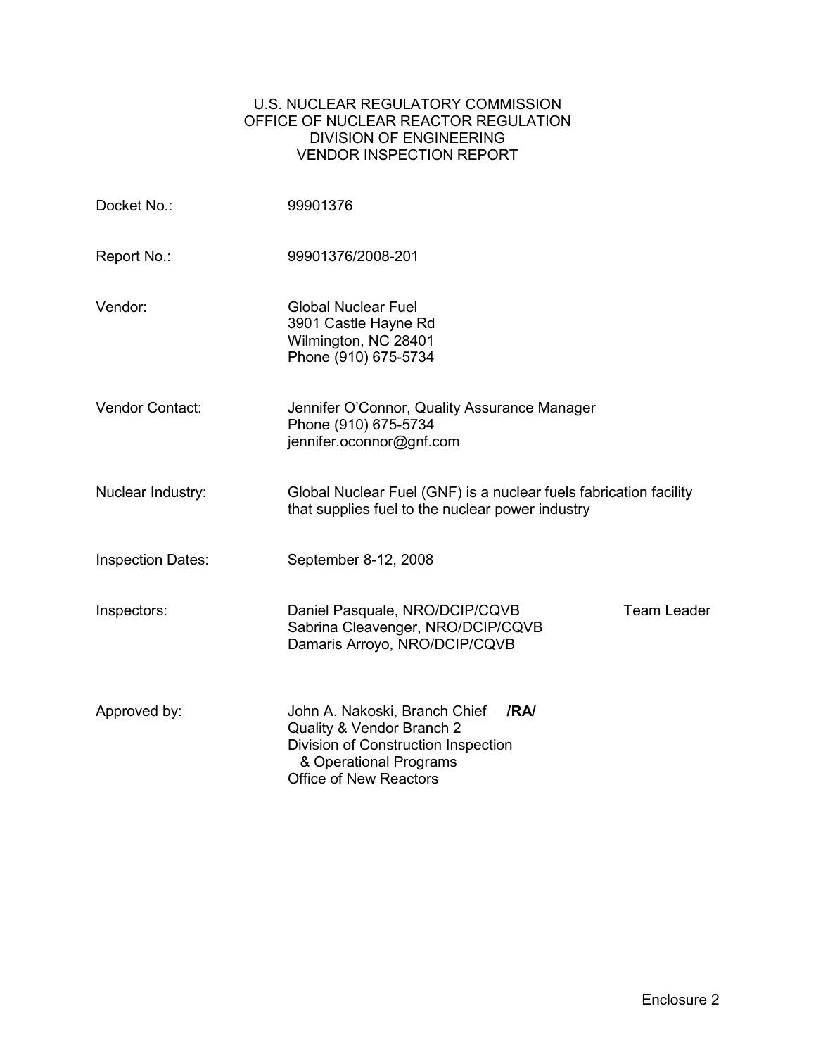U.S. NUCLEAR REGULATORY COMMISSION
OFFICE OF NUCLEAR REACTOR REGULATION
DIVISION OF ENGINEERING
VENDOR INSPECTION REPORT

| | |
|---|---|
| Docket No.: | 99901376 |
| Report No.: | 99901376/2008-201 |
| Vendor: | Global Nuclear Fuel<br>3901 Castle Hayne Rd<br>Wilmington, NC 28401<br>Phone (910) 675-5734 |
| Vendor Contact: | Jennifer O'Connor, Quality Assurance Manager<br>Phone (910) 675-5734<br>jennifer.oconnor@gnf.com |
| Nuclear Industry: | Global Nuclear Fuel (GNF) is a nuclear fuels fabrication facility that supplies fuel to the nuclear power industry |
| Inspection Dates: | September 8-12, 2008 |
| Inspectors: | Daniel Pasquale, NRO/DCIP/CQVB Team Leader<br>Sabrina Cleavenger, NRO/DCIP/CQVB<br>Damaris Arroyo, NRO/DCIP/CQVB |
| Approved by: | John A. Nakoski, Branch Chief **/RA/**<br>Quality & Vendor Branch 2<br>Division of Construction Inspection & Operational Programs<br>Office of New Reactors |

Enclosure 2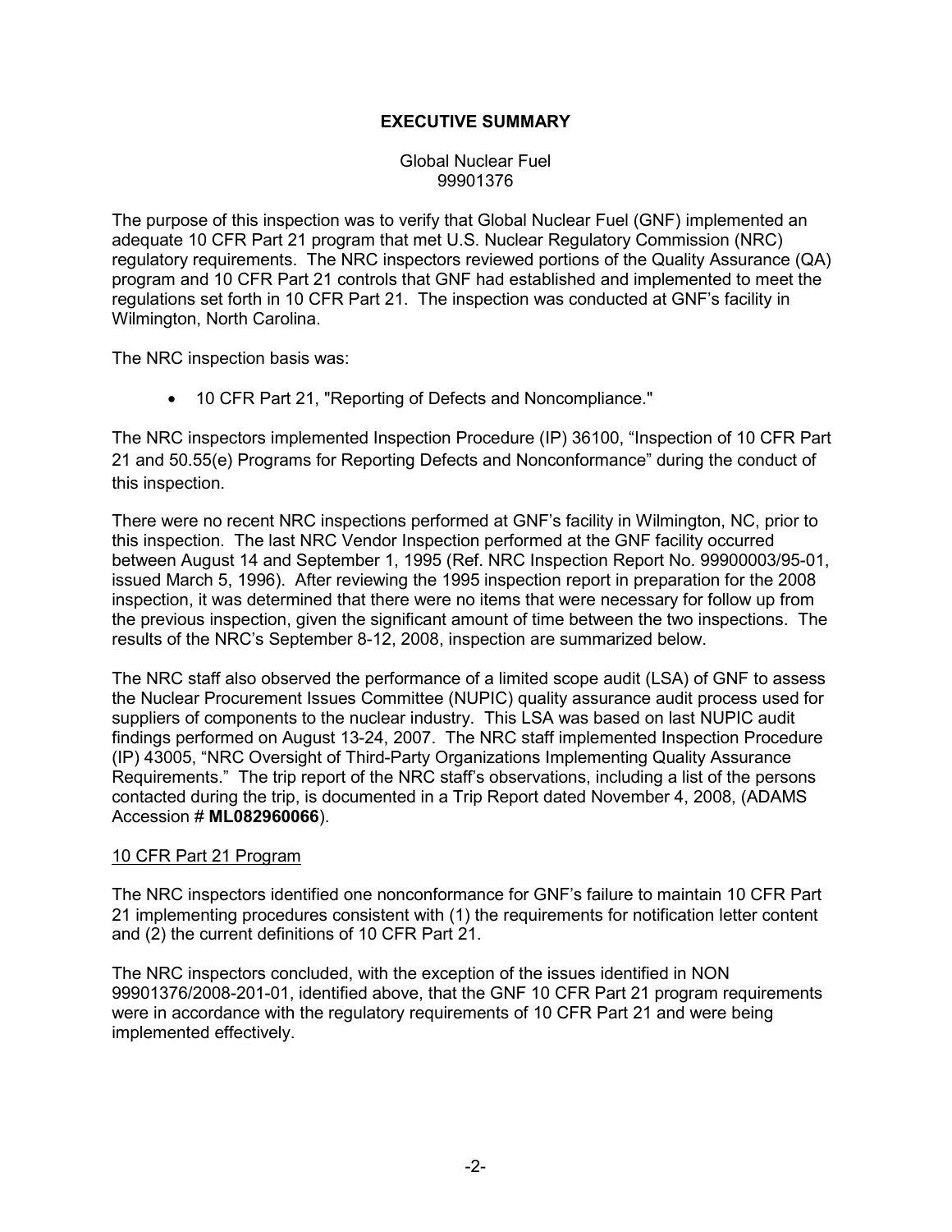# EXECUTIVE SUMMARY

Global Nuclear Fuel
99901376

The purpose of this inspection was to verify that Global Nuclear Fuel (GNF) implemented an adequate 10 CFR Part 21 program that met U.S. Nuclear Regulatory Commission (NRC) regulatory requirements. The NRC inspectors reviewed portions of the Quality Assurance (QA) program and 10 CFR Part 21 controls that GNF had established and implemented to meet the regulations set forth in 10 CFR Part 21. The inspection was conducted at GNF's facility in Wilmington, North Carolina.

The NRC inspection basis was:

- 10 CFR Part 21, "Reporting of Defects and Noncompliance."

The NRC inspectors implemented Inspection Procedure (IP) 36100, "Inspection of 10 CFR Part 21 and 50.55(e) Programs for Reporting Defects and Nonconformance" during the conduct of this inspection.

There were no recent NRC inspections performed at GNF's facility in Wilmington, NC, prior to this inspection. The last NRC Vendor Inspection performed at the GNF facility occurred between August 14 and September 1, 1995 (Ref. NRC Inspection Report No. 99900003/95-01, issued March 5, 1996). After reviewing the 1995 inspection report in preparation for the 2008 inspection, it was determined that there were no items that were necessary for follow up from the previous inspection, given the significant amount of time between the two inspections. The results of the NRC's September 8-12, 2008, inspection are summarized below.

The NRC staff also observed the performance of a limited scope audit (LSA) of GNF to assess the Nuclear Procurement Issues Committee (NUPIC) quality assurance audit process used for suppliers of components to the nuclear industry. This LSA was based on last NUPIC audit findings performed on August 13-24, 2007. The NRC staff implemented Inspection Procedure (IP) 43005, "NRC Oversight of Third-Party Organizations Implementing Quality Assurance Requirements." The trip report of the NRC staff's observations, including a list of the persons contacted during the trip, is documented in a Trip Report dated November 4, 2008, (ADAMS Accession # **ML082960066**).

## 10 CFR Part 21 Program

The NRC inspectors identified one nonconformance for GNF's failure to maintain 10 CFR Part 21 implementing procedures consistent with (1) the requirements for notification letter content and (2) the current definitions of 10 CFR Part 21.

The NRC inspectors concluded, with the exception of the issues identified in NON 99901376/2008-201-01, identified above, that the GNF 10 CFR Part 21 program requirements were in accordance with the regulatory requirements of 10 CFR Part 21 and were being implemented effectively.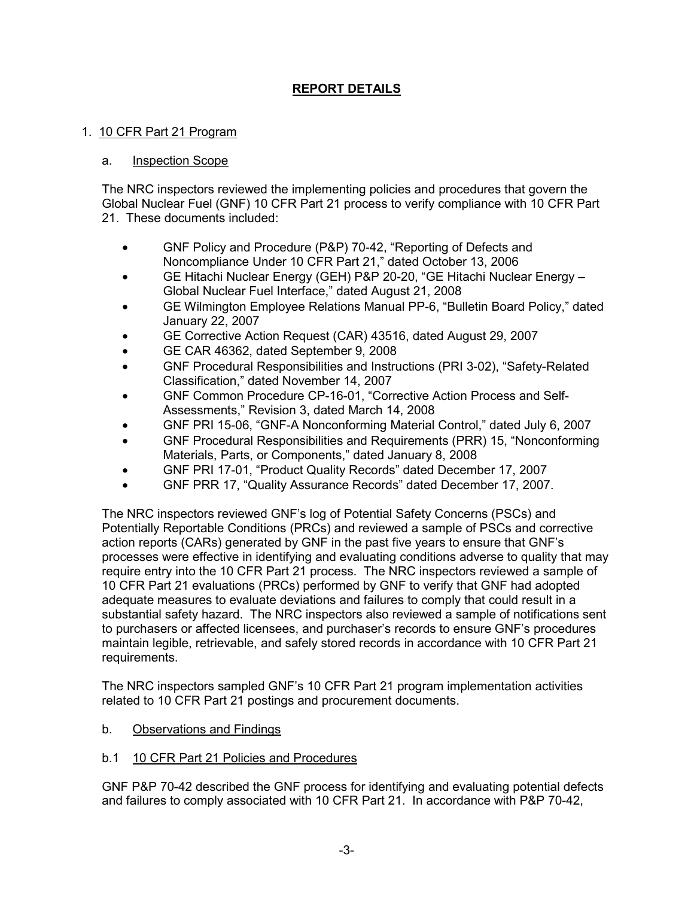# REPORT DETAILS

1. 10 CFR Part 21 Program

   a. Inspection Scope

The NRC inspectors reviewed the implementing policies and procedures that govern the Global Nuclear Fuel (GNF) 10 CFR Part 21 process to verify compliance with 10 CFR Part 21. These documents included:

- GNF Policy and Procedure (P&P) 70-42, "Reporting of Defects and Noncompliance Under 10 CFR Part 21," dated October 13, 2006
- GE Hitachi Nuclear Energy (GEH) P&P 20-20, "GE Hitachi Nuclear Energy – Global Nuclear Fuel Interface," dated August 21, 2008
- GE Wilmington Employee Relations Manual PP-6, "Bulletin Board Policy," dated January 22, 2007
- GE Corrective Action Request (CAR) 43516, dated August 29, 2007
- GE CAR 46362, dated September 9, 2008
- GNF Procedural Responsibilities and Instructions (PRI 3-02), "Safety-Related Classification," dated November 14, 2007
- GNF Common Procedure CP-16-01, "Corrective Action Process and Self-Assessments," Revision 3, dated March 14, 2008
- GNF PRI 15-06, "GNF-A Nonconforming Material Control," dated July 6, 2007
- GNF Procedural Responsibilities and Requirements (PRR) 15, "Nonconforming Materials, Parts, or Components," dated January 8, 2008
- GNF PRI 17-01, "Product Quality Records" dated December 17, 2007
- GNF PRR 17, "Quality Assurance Records" dated December 17, 2007.

The NRC inspectors reviewed GNF's log of Potential Safety Concerns (PSCs) and Potentially Reportable Conditions (PRCs) and reviewed a sample of PSCs and corrective action reports (CARs) generated by GNF in the past five years to ensure that GNF's processes were effective in identifying and evaluating conditions adverse to quality that may require entry into the 10 CFR Part 21 process. The NRC inspectors reviewed a sample of 10 CFR Part 21 evaluations (PRCs) performed by GNF to verify that GNF had adopted adequate measures to evaluate deviations and failures to comply that could result in a substantial safety hazard. The NRC inspectors also reviewed a sample of notifications sent to purchasers or affected licensees, and purchaser's records to ensure GNF's procedures maintain legible, retrievable, and safely stored records in accordance with 10 CFR Part 21 requirements.

The NRC inspectors sampled GNF's 10 CFR Part 21 program implementation activities related to 10 CFR Part 21 postings and procurement documents.

   b. Observations and Findings

   b.1 10 CFR Part 21 Policies and Procedures

GNF P&P 70-42 described the GNF process for identifying and evaluating potential defects and failures to comply associated with 10 CFR Part 21. In accordance with P&P 70-42,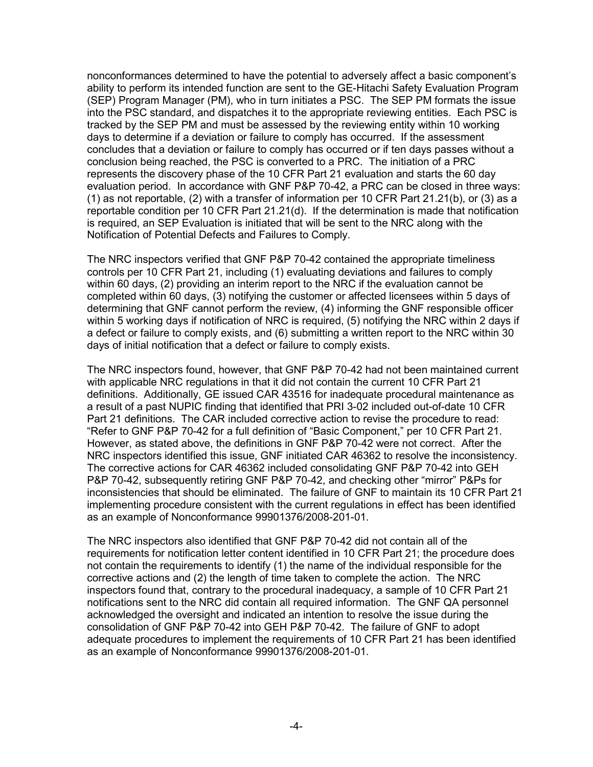nonconformances determined to have the potential to adversely affect a basic component's ability to perform its intended function are sent to the GE-Hitachi Safety Evaluation Program (SEP) Program Manager (PM), who in turn initiates a PSC. The SEP PM formats the issue into the PSC standard, and dispatches it to the appropriate reviewing entities. Each PSC is tracked by the SEP PM and must be assessed by the reviewing entity within 10 working days to determine if a deviation or failure to comply has occurred. If the assessment concludes that a deviation or failure to comply has occurred or if ten days passes without a conclusion being reached, the PSC is converted to a PRC. The initiation of a PRC represents the discovery phase of the 10 CFR Part 21 evaluation and starts the 60 day evaluation period. In accordance with GNF P&P 70-42, a PRC can be closed in three ways: (1) as not reportable, (2) with a transfer of information per 10 CFR Part 21.21(b), or (3) as a reportable condition per 10 CFR Part 21.21(d). If the determination is made that notification is required, an SEP Evaluation is initiated that will be sent to the NRC along with the Notification of Potential Defects and Failures to Comply.

The NRC inspectors verified that GNF P&P 70-42 contained the appropriate timeliness controls per 10 CFR Part 21, including (1) evaluating deviations and failures to comply within 60 days, (2) providing an interim report to the NRC if the evaluation cannot be completed within 60 days, (3) notifying the customer or affected licensees within 5 days of determining that GNF cannot perform the review, (4) informing the GNF responsible officer within 5 working days if notification of NRC is required, (5) notifying the NRC within 2 days if a defect or failure to comply exists, and (6) submitting a written report to the NRC within 30 days of initial notification that a defect or failure to comply exists.

The NRC inspectors found, however, that GNF P&P 70-42 had not been maintained current with applicable NRC regulations in that it did not contain the current 10 CFR Part 21 definitions. Additionally, GE issued CAR 43516 for inadequate procedural maintenance as a result of a past NUPIC finding that identified that PRI 3-02 included out-of-date 10 CFR Part 21 definitions. The CAR included corrective action to revise the procedure to read: "Refer to GNF P&P 70-42 for a full definition of "Basic Component," per 10 CFR Part 21. However, as stated above, the definitions in GNF P&P 70-42 were not correct. After the NRC inspectors identified this issue, GNF initiated CAR 46362 to resolve the inconsistency. The corrective actions for CAR 46362 included consolidating GNF P&P 70-42 into GEH P&P 70-42, subsequently retiring GNF P&P 70-42, and checking other "mirror" P&Ps for inconsistencies that should be eliminated. The failure of GNF to maintain its 10 CFR Part 21 implementing procedure consistent with the current regulations in effect has been identified as an example of Nonconformance 99901376/2008-201-01.

The NRC inspectors also identified that GNF P&P 70-42 did not contain all of the requirements for notification letter content identified in 10 CFR Part 21; the procedure does not contain the requirements to identify (1) the name of the individual responsible for the corrective actions and (2) the length of time taken to complete the action. The NRC inspectors found that, contrary to the procedural inadequacy, a sample of 10 CFR Part 21 notifications sent to the NRC did contain all required information. The GNF QA personnel acknowledged the oversight and indicated an intention to resolve the issue during the consolidation of GNF P&P 70-42 into GEH P&P 70-42. The failure of GNF to adopt adequate procedures to implement the requirements of 10 CFR Part 21 has been identified as an example of Nonconformance 99901376/2008-201-01.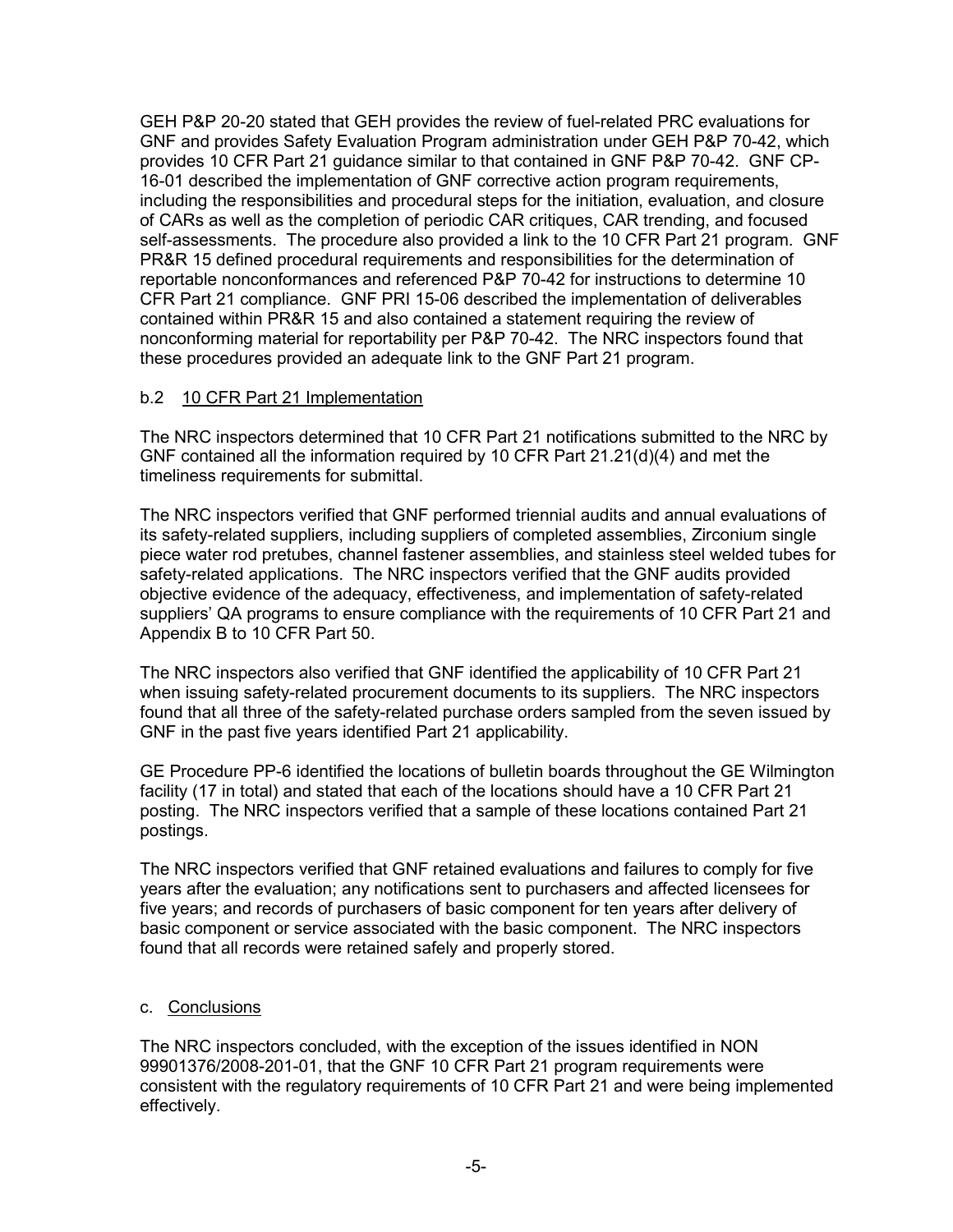GEH P&P 20-20 stated that GEH provides the review of fuel-related PRC evaluations for GNF and provides Safety Evaluation Program administration under GEH P&P 70-42, which provides 10 CFR Part 21 guidance similar to that contained in GNF P&P 70-42. GNF CP-16-01 described the implementation of GNF corrective action program requirements, including the responsibilities and procedural steps for the initiation, evaluation, and closure of CARs as well as the completion of periodic CAR critiques, CAR trending, and focused self-assessments. The procedure also provided a link to the 10 CFR Part 21 program. GNF PR&R 15 defined procedural requirements and responsibilities for the determination of reportable nonconformances and referenced P&P 70-42 for instructions to determine 10 CFR Part 21 compliance. GNF PRI 15-06 described the implementation of deliverables contained within PR&R 15 and also contained a statement requiring the review of nonconforming material for reportability per P&P 70-42. The NRC inspectors found that these procedures provided an adequate link to the GNF Part 21 program.

### b.2 10 CFR Part 21 Implementation

The NRC inspectors determined that 10 CFR Part 21 notifications submitted to the NRC by GNF contained all the information required by 10 CFR Part 21.21(d)(4) and met the timeliness requirements for submittal.

The NRC inspectors verified that GNF performed triennial audits and annual evaluations of its safety-related suppliers, including suppliers of completed assemblies, Zirconium single piece water rod pretubes, channel fastener assemblies, and stainless steel welded tubes for safety-related applications. The NRC inspectors verified that the GNF audits provided objective evidence of the adequacy, effectiveness, and implementation of safety-related suppliers' QA programs to ensure compliance with the requirements of 10 CFR Part 21 and Appendix B to 10 CFR Part 50.

The NRC inspectors also verified that GNF identified the applicability of 10 CFR Part 21 when issuing safety-related procurement documents to its suppliers. The NRC inspectors found that all three of the safety-related purchase orders sampled from the seven issued by GNF in the past five years identified Part 21 applicability.

GE Procedure PP-6 identified the locations of bulletin boards throughout the GE Wilmington facility (17 in total) and stated that each of the locations should have a 10 CFR Part 21 posting. The NRC inspectors verified that a sample of these locations contained Part 21 postings.

The NRC inspectors verified that GNF retained evaluations and failures to comply for five years after the evaluation; any notifications sent to purchasers and affected licensees for five years; and records of purchasers of basic component for ten years after delivery of basic component or service associated with the basic component. The NRC inspectors found that all records were retained safely and properly stored.

### c. Conclusions

The NRC inspectors concluded, with the exception of the issues identified in NON 99901376/2008-201-01, that the GNF 10 CFR Part 21 program requirements were consistent with the regulatory requirements of 10 CFR Part 21 and were being implemented effectively.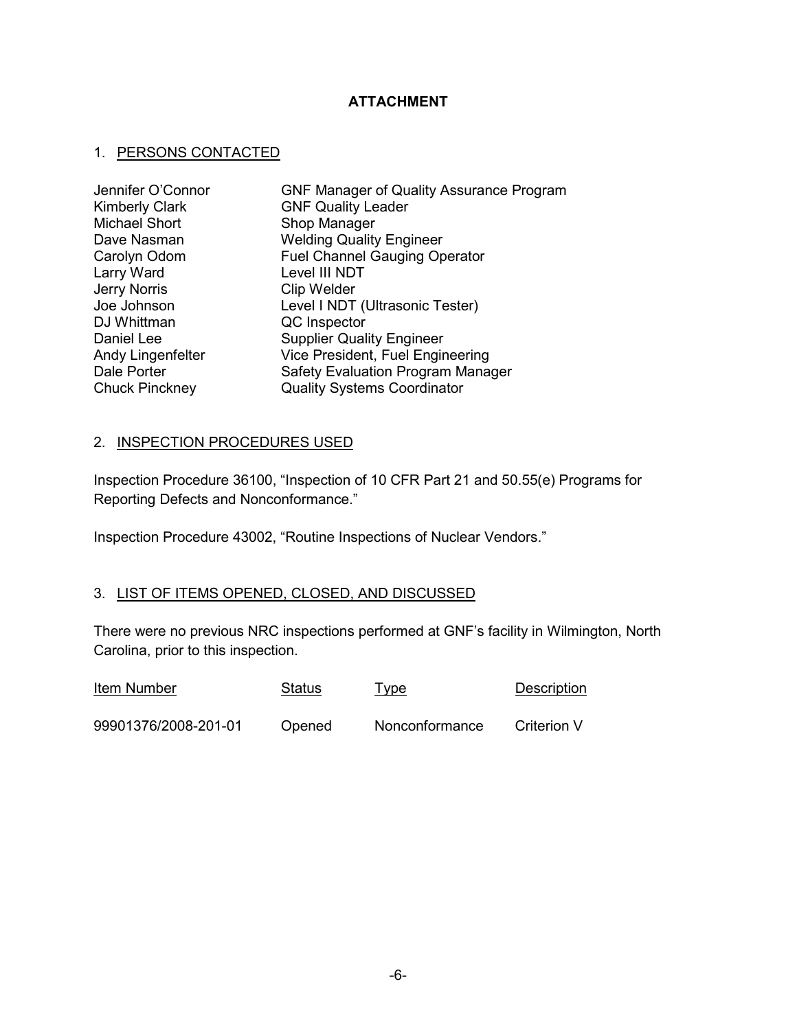# ATTACHMENT

## 1. PERSONS CONTACTED

| | |
|---|---|
| Jennifer O'Connor | GNF Manager of Quality Assurance Program |
| Kimberly Clark | GNF Quality Leader |
| Michael Short | Shop Manager |
| Dave Nasman | Welding Quality Engineer |
| Carolyn Odom | Fuel Channel Gauging Operator |
| Larry Ward | Level III NDT |
| Jerry Norris | Clip Welder |
| Joe Johnson | Level I NDT (Ultrasonic Tester) |
| DJ Whittman | QC Inspector |
| Daniel Lee | Supplier Quality Engineer |
| Andy Lingenfelter | Vice President, Fuel Engineering |
| Dale Porter | Safety Evaluation Program Manager |
| Chuck Pinckney | Quality Systems Coordinator |

## 2. INSPECTION PROCEDURES USED

Inspection Procedure 36100, "Inspection of 10 CFR Part 21 and 50.55(e) Programs for Reporting Defects and Nonconformance."

Inspection Procedure 43002, "Routine Inspections of Nuclear Vendors."

## 3. LIST OF ITEMS OPENED, CLOSED, AND DISCUSSED

There were no previous NRC inspections performed at GNF's facility in Wilmington, North Carolina, prior to this inspection.

| Item Number | Status | Type | Description |
|---|---|---|---|
| 99901376/2008-201-01 | Opened | Nonconformance | Criterion V |